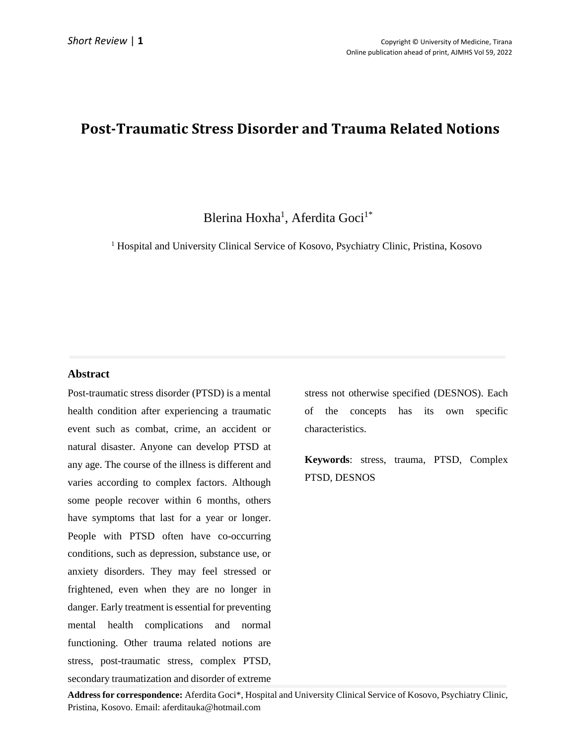# Post-Traumatic Stress Disorder and Trauma Related Notions

Blerina Hoxha[1], Aferdita Goci[1*]

[1] Hospital and University Clinical Service of Kosovo, Psychiatry Clinic, Pristina, Kosovo

## Abstract

Post-traumatic stress disorder (PTSD) is a mental health condition after experiencing a traumatic event such as combat, crime, an accident or natural disaster. Anyone can develop PTSD at any age. The course of the illness is different and varies according to complex factors. Although some people recover within 6 months, others have symptoms that last for a year or longer. People with PTSD often have co-occurring conditions, such as depression, substance use, or anxiety disorders. They may feel stressed or frightened, even when they are no longer in danger. Early treatment is essential for preventing mental health complications and normal functioning. Other trauma related notions are stress, post-traumatic stress, complex PTSD, secondary traumatization and disorder of extreme stress not otherwise specified (DESNOS). Each of the concepts has its own specific characteristics.

**Keywords**: stress, trauma, PTSD, Complex PTSD, DESNOS

**Address for correspondence:** Aferdita Goci*, Hospital and University Clinical Service of Kosovo, Psychiatry Clinic, Pristina, Kosovo. Email: aferditauka@hotmail.com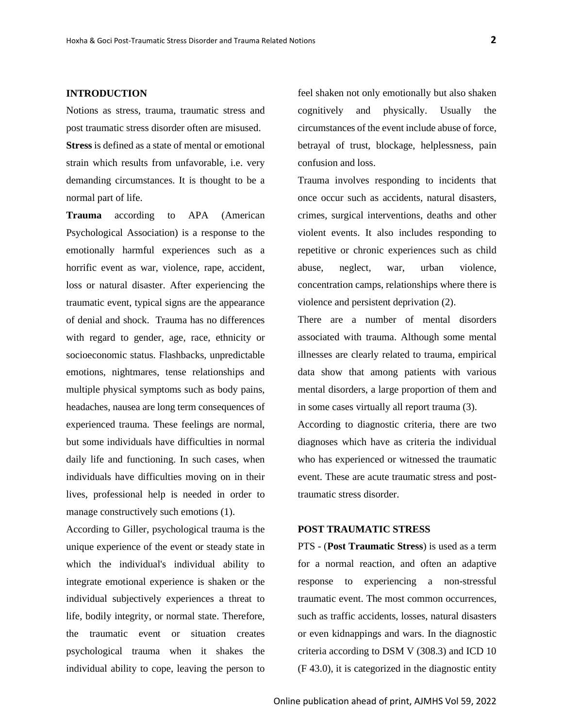## INTRODUCTION

Notions as stress, trauma, traumatic stress and post traumatic stress disorder often are misused.

**Stress** is defined as a state of mental or emotional strain which results from unfavorable, i.e. very demanding circumstances. It is thought to be a normal part of life.

**Trauma** according to APA (American Psychological Association) is a response to the emotionally harmful experiences such as a horrific event as war, violence, rape, accident, loss or natural disaster. After experiencing the traumatic event, typical signs are the appearance of denial and shock. Trauma has no differences with regard to gender, age, race, ethnicity or socioeconomic status. Flashbacks, unpredictable emotions, nightmares, tense relationships and multiple physical symptoms such as body pains, headaches, nausea are long term consequences of experienced trauma. These feelings are normal, but some individuals have difficulties in normal daily life and functioning. In such cases, when individuals have difficulties moving on in their lives, professional help is needed in order to manage constructively such emotions (1).

According to Giller, psychological trauma is the unique experience of the event or steady state in which the individual's individual ability to integrate emotional experience is shaken or the individual subjectively experiences a threat to life, bodily integrity, or normal state. Therefore, the traumatic event or situation creates psychological trauma when it shakes the individual ability to cope, leaving the person to feel shaken not only emotionally but also shaken cognitively and physically. Usually the circumstances of the event include abuse of force, betrayal of trust, blockage, helplessness, pain confusion and loss.

Trauma involves responding to incidents that once occur such as accidents, natural disasters, crimes, surgical interventions, deaths and other violent events. It also includes responding to repetitive or chronic experiences such as child abuse, neglect, war, urban violence, concentration camps, relationships where there is violence and persistent deprivation (2).

There are a number of mental disorders associated with trauma. Although some mental illnesses are clearly related to trauma, empirical data show that among patients with various mental disorders, a large proportion of them and in some cases virtually all report trauma (3).

According to diagnostic criteria, there are two diagnoses which have as criteria the individual who has experienced or witnessed the traumatic event. These are acute traumatic stress and post-traumatic stress disorder.

## POST TRAUMATIC STRESS

PTS - (**Post Traumatic Stress**) is used as a term for a normal reaction, and often an adaptive response to experiencing a non-stressful traumatic event. The most common occurrences, such as traffic accidents, losses, natural disasters or even kidnappings and wars. In the diagnostic criteria according to DSM V (308.3) and ICD 10 (F 43.0), it is categorized in the diagnostic entity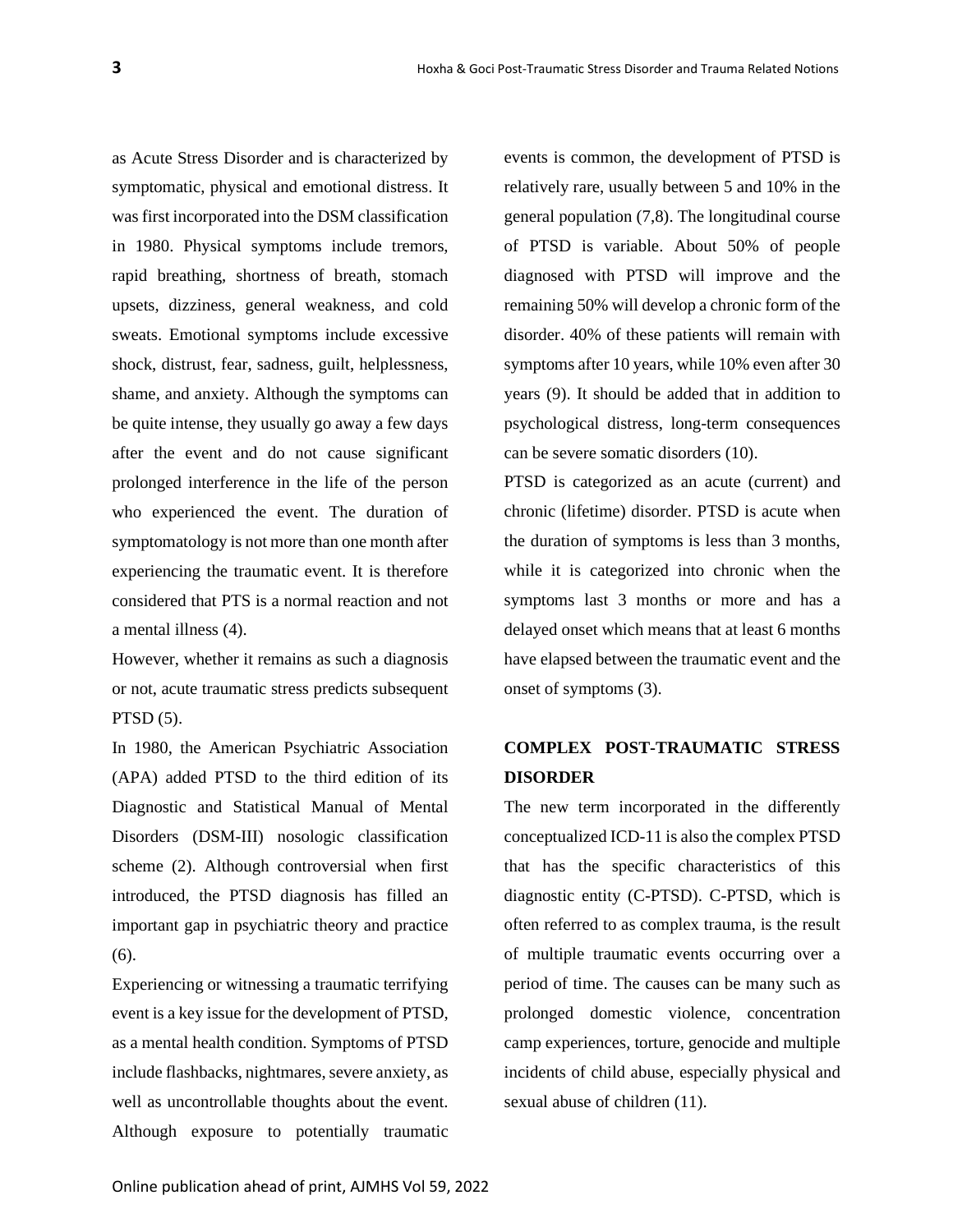as Acute Stress Disorder and is characterized by symptomatic, physical and emotional distress. It was first incorporated into the DSM classification in 1980. Physical symptoms include tremors, rapid breathing, shortness of breath, stomach upsets, dizziness, general weakness, and cold sweats. Emotional symptoms include excessive shock, distrust, fear, sadness, guilt, helplessness, shame, and anxiety. Although the symptoms can be quite intense, they usually go away a few days after the event and do not cause significant prolonged interference in the life of the person who experienced the event. The duration of symptomatology is not more than one month after experiencing the traumatic event. It is therefore considered that PTS is a normal reaction and not a mental illness (4).

However, whether it remains as such a diagnosis or not, acute traumatic stress predicts subsequent PTSD (5).

In 1980, the American Psychiatric Association (APA) added PTSD to the third edition of its Diagnostic and Statistical Manual of Mental Disorders (DSM-III) nosologic classification scheme (2). Although controversial when first introduced, the PTSD diagnosis has filled an important gap in psychiatric theory and practice (6).

Experiencing or witnessing a traumatic terrifying event is a key issue for the development of PTSD, as a mental health condition. Symptoms of PTSD include flashbacks, nightmares, severe anxiety, as well as uncontrollable thoughts about the event. Although exposure to potentially traumatic events is common, the development of PTSD is relatively rare, usually between 5 and 10% in the general population (7,8). The longitudinal course of PTSD is variable. About 50% of people diagnosed with PTSD will improve and the remaining 50% will develop a chronic form of the disorder. 40% of these patients will remain with symptoms after 10 years, while 10% even after 30 years (9). It should be added that in addition to psychological distress, long-term consequences can be severe somatic disorders (10).

PTSD is categorized as an acute (current) and chronic (lifetime) disorder. PTSD is acute when the duration of symptoms is less than 3 months, while it is categorized into chronic when the symptoms last 3 months or more and has a delayed onset which means that at least 6 months have elapsed between the traumatic event and the onset of symptoms (3).

## COMPLEX POST-TRAUMATIC STRESS DISORDER

The new term incorporated in the differently conceptualized ICD-11 is also the complex PTSD that has the specific characteristics of this diagnostic entity (C-PTSD). C-PTSD, which is often referred to as complex trauma, is the result of multiple traumatic events occurring over a period of time. The causes can be many such as prolonged domestic violence, concentration camp experiences, torture, genocide and multiple incidents of child abuse, especially physical and sexual abuse of children (11).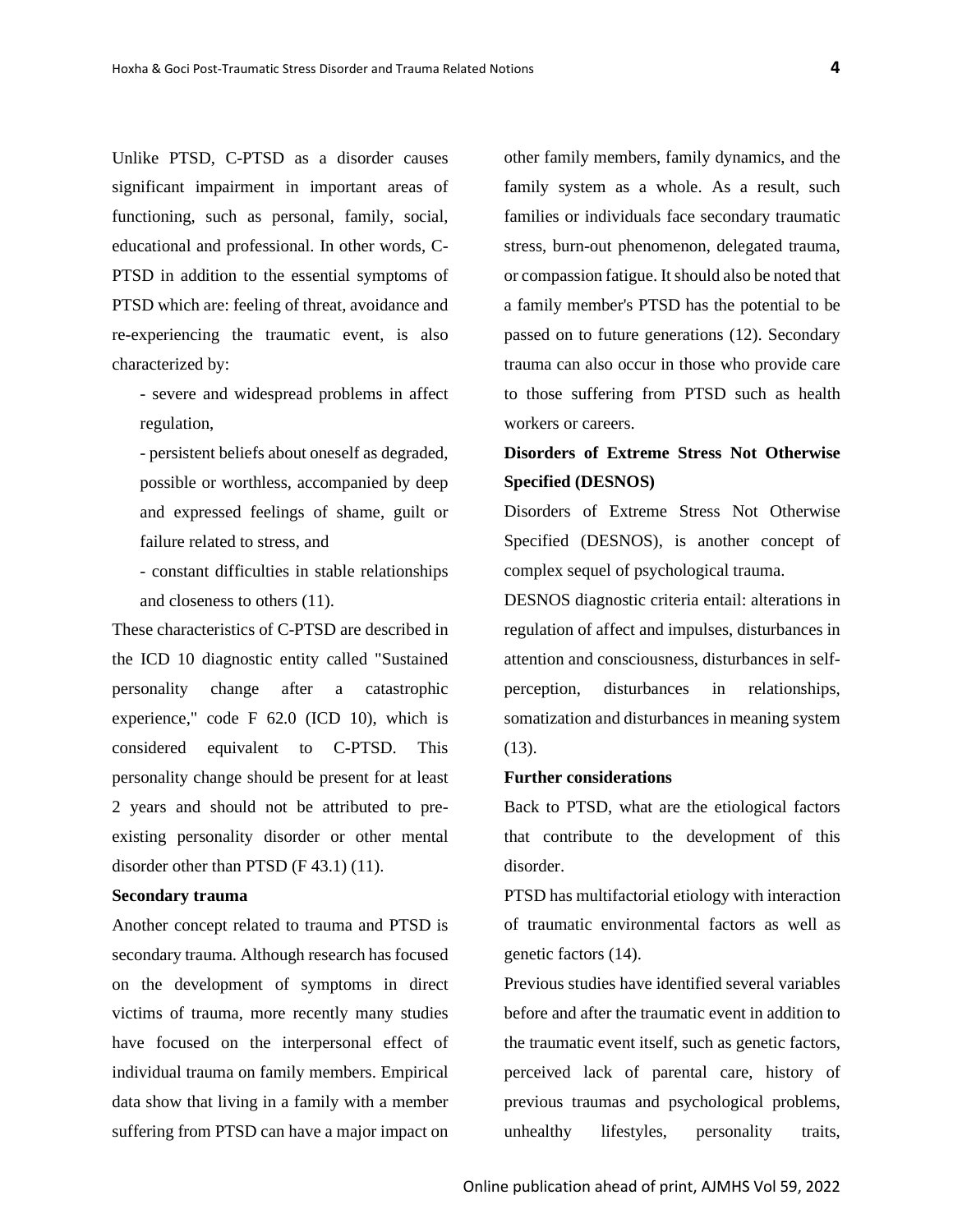Unlike PTSD, C-PTSD as a disorder causes significant impairment in important areas of functioning, such as personal, family, social, educational and professional. In other words, C-PTSD in addition to the essential symptoms of PTSD which are: feeling of threat, avoidance and re-experiencing the traumatic event, is also characterized by:

- severe and widespread problems in affect regulation,
- persistent beliefs about oneself as degraded, possible or worthless, accompanied by deep and expressed feelings of shame, guilt or failure related to stress, and
- constant difficulties in stable relationships and closeness to others (11).

These characteristics of C-PTSD are described in the ICD 10 diagnostic entity called "Sustained personality change after a catastrophic experience," code F 62.0 (ICD 10), which is considered equivalent to C-PTSD. This personality change should be present for at least 2 years and should not be attributed to pre-existing personality disorder or other mental disorder other than PTSD (F 43.1) (11).

**Secondary trauma**

Another concept related to trauma and PTSD is secondary trauma. Although research has focused on the development of symptoms in direct victims of trauma, more recently many studies have focused on the interpersonal effect of individual trauma on family members. Empirical data show that living in a family with a member suffering from PTSD can have a major impact on other family members, family dynamics, and the family system as a whole. As a result, such families or individuals face secondary traumatic stress, burn-out phenomenon, delegated trauma, or compassion fatigue. It should also be noted that a family member's PTSD has the potential to be passed on to future generations (12). Secondary trauma can also occur in those who provide care to those suffering from PTSD such as health workers or careers.

**Disorders of Extreme Stress Not Otherwise Specified (DESNOS)**

Disorders of Extreme Stress Not Otherwise Specified (DESNOS), is another concept of complex sequel of psychological trauma.

DESNOS diagnostic criteria entail: alterations in regulation of affect and impulses, disturbances in attention and consciousness, disturbances in self-perception, disturbances in relationships, somatization and disturbances in meaning system (13).

**Further considerations**

Back to PTSD, what are the etiological factors that contribute to the development of this disorder.

PTSD has multifactorial etiology with interaction of traumatic environmental factors as well as genetic factors (14).

Previous studies have identified several variables before and after the traumatic event in addition to the traumatic event itself, such as genetic factors, perceived lack of parental care, history of previous traumas and psychological problems, unhealthy lifestyles, personality traits,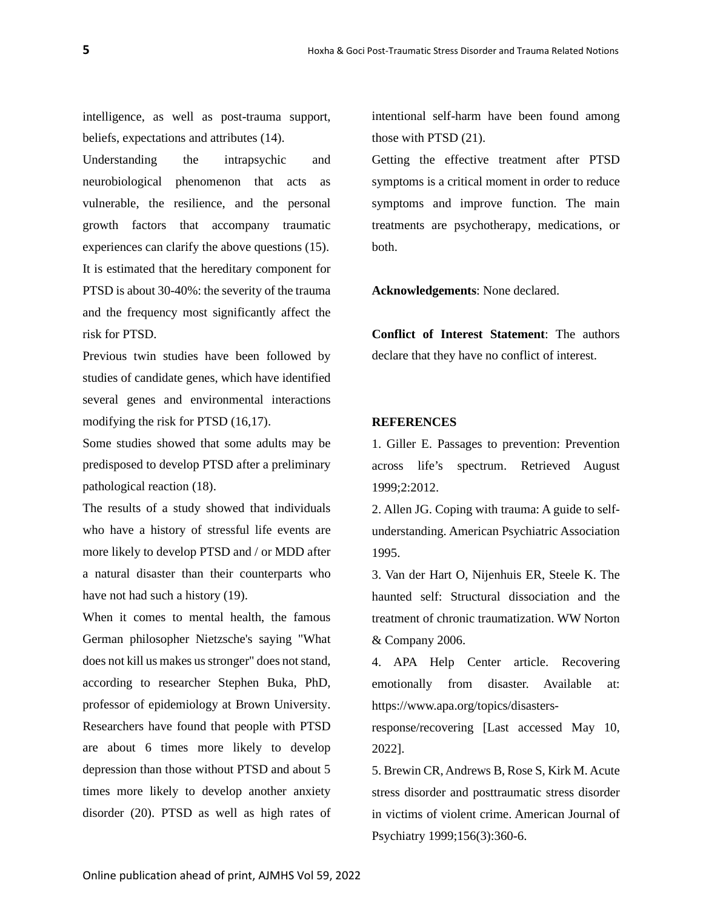intelligence, as well as post-trauma support, beliefs, expectations and attributes (14).

Understanding the intrapsychic and neurobiological phenomenon that acts as vulnerable, the resilience, and the personal growth factors that accompany traumatic experiences can clarify the above questions (15).

It is estimated that the hereditary component for PTSD is about 30-40%: the severity of the trauma and the frequency most significantly affect the risk for PTSD.

Previous twin studies have been followed by studies of candidate genes, which have identified several genes and environmental interactions modifying the risk for PTSD (16,17).

Some studies showed that some adults may be predisposed to develop PTSD after a preliminary pathological reaction (18).

The results of a study showed that individuals who have a history of stressful life events are more likely to develop PTSD and / or MDD after a natural disaster than their counterparts who have not had such a history (19).

When it comes to mental health, the famous German philosopher Nietzsche's saying "What does not kill us makes us stronger" does not stand, according to researcher Stephen Buka, PhD, professor of epidemiology at Brown University. Researchers have found that people with PTSD are about 6 times more likely to develop depression than those without PTSD and about 5 times more likely to develop another anxiety disorder (20). PTSD as well as high rates of intentional self-harm have been found among those with PTSD (21).

Getting the effective treatment after PTSD symptoms is a critical moment in order to reduce symptoms and improve function. The main treatments are psychotherapy, medications, or both.

**Acknowledgements**: None declared.

**Conflict of Interest Statement**: The authors declare that they have no conflict of interest.

## REFERENCES

1. Giller E. Passages to prevention: Prevention across life's spectrum. Retrieved August 1999;2:2012.
2. Allen JG. Coping with trauma: A guide to self-understanding. American Psychiatric Association 1995.
3. Van der Hart O, Nijenhuis ER, Steele K. The haunted self: Structural dissociation and the treatment of chronic traumatization. WW Norton & Company 2006.
4. APA Help Center article. Recovering emotionally from disaster. Available at: https://www.apa.org/topics/disasters-response/recovering [Last accessed May 10, 2022].
5. Brewin CR, Andrews B, Rose S, Kirk M. Acute stress disorder and posttraumatic stress disorder in victims of violent crime. American Journal of Psychiatry 1999;156(3):360-6.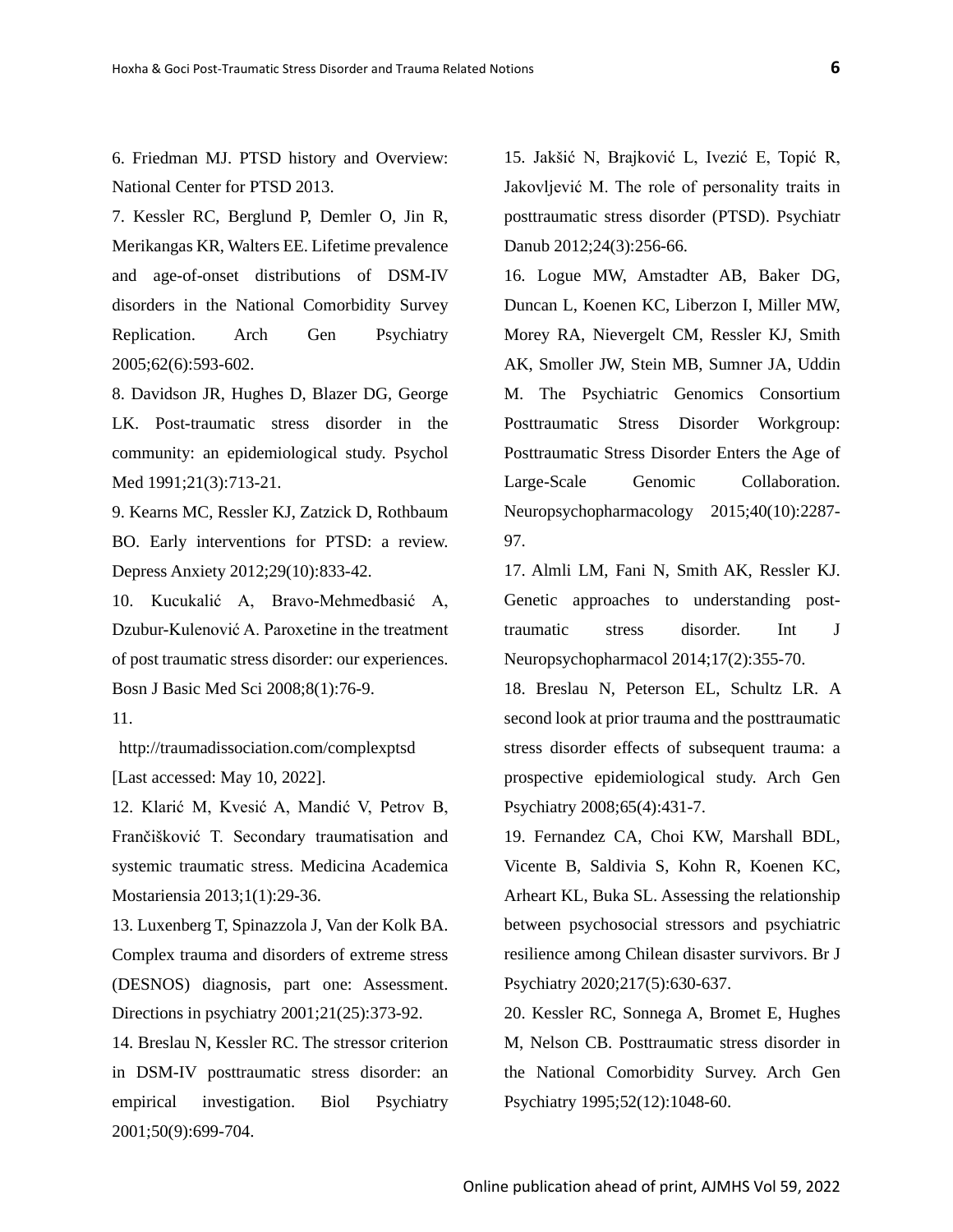6. Friedman MJ. PTSD history and Overview: National Center for PTSD 2013.

7. Kessler RC, Berglund P, Demler O, Jin R, Merikangas KR, Walters EE. Lifetime prevalence and age-of-onset distributions of DSM-IV disorders in the National Comorbidity Survey Replication. Arch Gen Psychiatry 2005;62(6):593-602.

8. Davidson JR, Hughes D, Blazer DG, George LK. Post-traumatic stress disorder in the community: an epidemiological study. Psychol Med 1991;21(3):713-21.

9. Kearns MC, Ressler KJ, Zatzick D, Rothbaum BO. Early interventions for PTSD: a review. Depress Anxiety 2012;29(10):833-42.

10. Kucukalić A, Bravo-Mehmedbasić A, Dzubur-Kulenović A. Paroxetine in the treatment of post traumatic stress disorder: our experiences. Bosn J Basic Med Sci 2008;8(1):76-9.

11. http://traumadissociation.com/complexptsd [Last accessed: May 10, 2022].

12. Klarić M, Kvesić A, Mandić V, Petrov B, Frančišković T. Secondary traumatisation and systemic traumatic stress. Medicina Academica Mostariensia 2013;1(1):29-36.

13. Luxenberg T, Spinazzola J, Van der Kolk BA. Complex trauma and disorders of extreme stress (DESNOS) diagnosis, part one: Assessment. Directions in psychiatry 2001;21(25):373-92.

14. Breslau N, Kessler RC. The stressor criterion in DSM-IV posttraumatic stress disorder: an empirical investigation. Biol Psychiatry 2001;50(9):699-704.

15. Jakšić N, Brajković L, Ivezić E, Topić R, Jakovljević M. The role of personality traits in posttraumatic stress disorder (PTSD). Psychiatr Danub 2012;24(3):256-66.

16. Logue MW, Amstadter AB, Baker DG, Duncan L, Koenen KC, Liberzon I, Miller MW, Morey RA, Nievergelt CM, Ressler KJ, Smith AK, Smoller JW, Stein MB, Sumner JA, Uddin M. The Psychiatric Genomics Consortium Posttraumatic Stress Disorder Workgroup: Posttraumatic Stress Disorder Enters the Age of Large-Scale Genomic Collaboration. Neuropsychopharmacology 2015;40(10):2287-97.

17. Almli LM, Fani N, Smith AK, Ressler KJ. Genetic approaches to understanding post-traumatic stress disorder. Int J Neuropsychopharmacol 2014;17(2):355-70.

18. Breslau N, Peterson EL, Schultz LR. A second look at prior trauma and the posttraumatic stress disorder effects of subsequent trauma: a prospective epidemiological study. Arch Gen Psychiatry 2008;65(4):431-7.

19. Fernandez CA, Choi KW, Marshall BDL, Vicente B, Saldivia S, Kohn R, Koenen KC, Arheart KL, Buka SL. Assessing the relationship between psychosocial stressors and psychiatric resilience among Chilean disaster survivors. Br J Psychiatry 2020;217(5):630-637.

20. Kessler RC, Sonnega A, Bromet E, Hughes M, Nelson CB. Posttraumatic stress disorder in the National Comorbidity Survey. Arch Gen Psychiatry 1995;52(12):1048-60.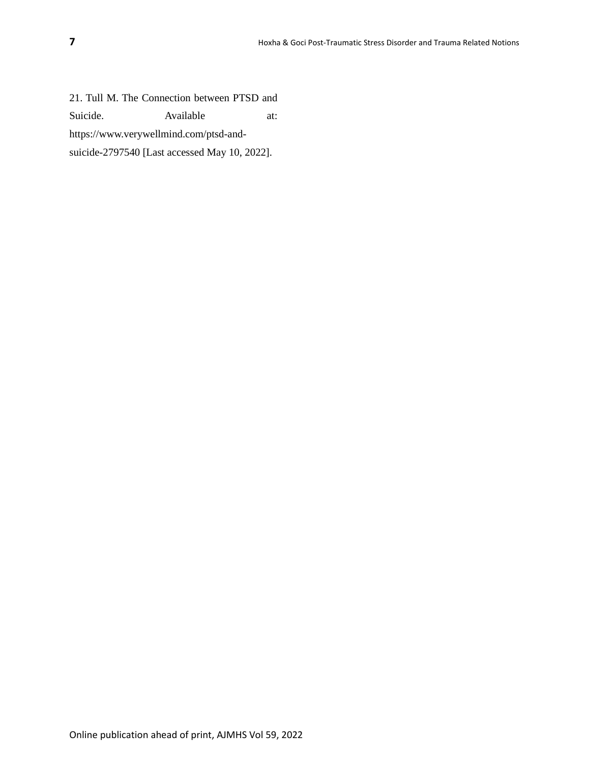21. Tull M. The Connection between PTSD and Suicide. Available at: https://www.verywellmind.com/ptsd-and-suicide-2797540 [Last accessed May 10, 2022].